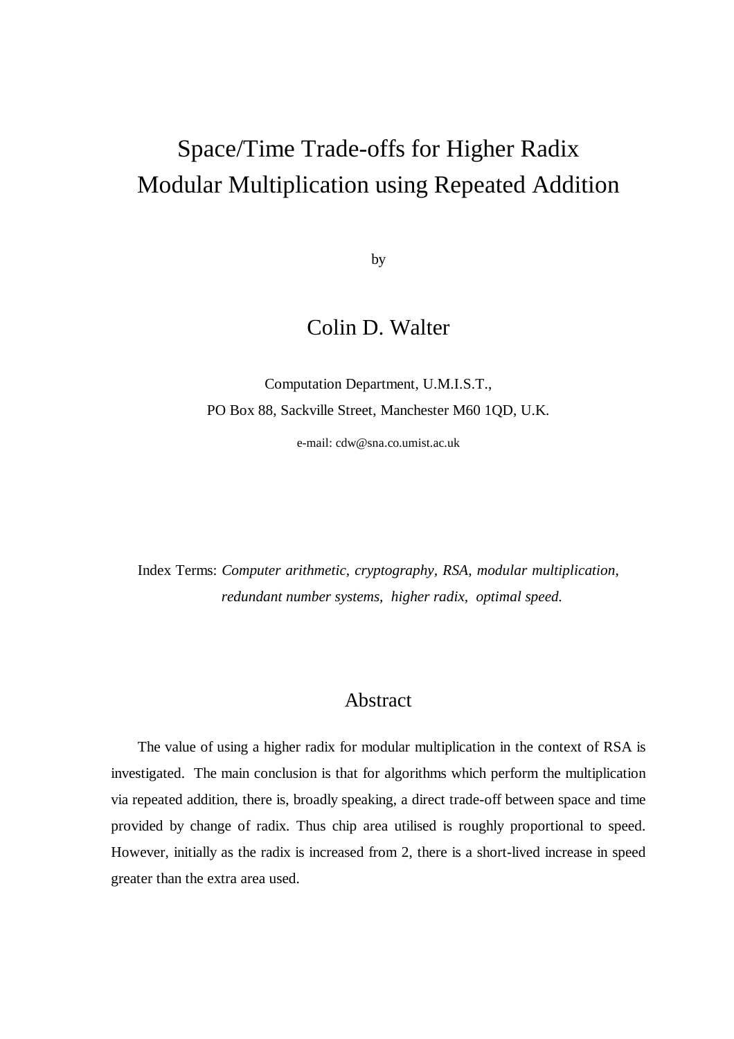# Space/Time Trade-offs for Higher Radix Modular Multiplication using Repeated Addition

by

Colin D. Walter

Computation Department, U.M.I.S.T.,

PO Box 88, Sackville Street, Manchester M60 1QD, U.K.

e-mail: cdw@sna.co.umist.ac.uk

Index Terms: *Computer arithmetic, cryptography, RSA, modular multiplication, redundant number systems, higher radix, optimal speed.*

## Abstract

The value of using a higher radix for modular multiplication in the context of RSA is investigated. The main conclusion is that for algorithms which perform the multiplication via repeated addition, there is, broadly speaking, a direct trade-off between space and time provided by change of radix. Thus chip area utilised is roughly proportional to speed. However, initially as the radix is increased from 2, there is a short-lived increase in speed greater than the extra area used.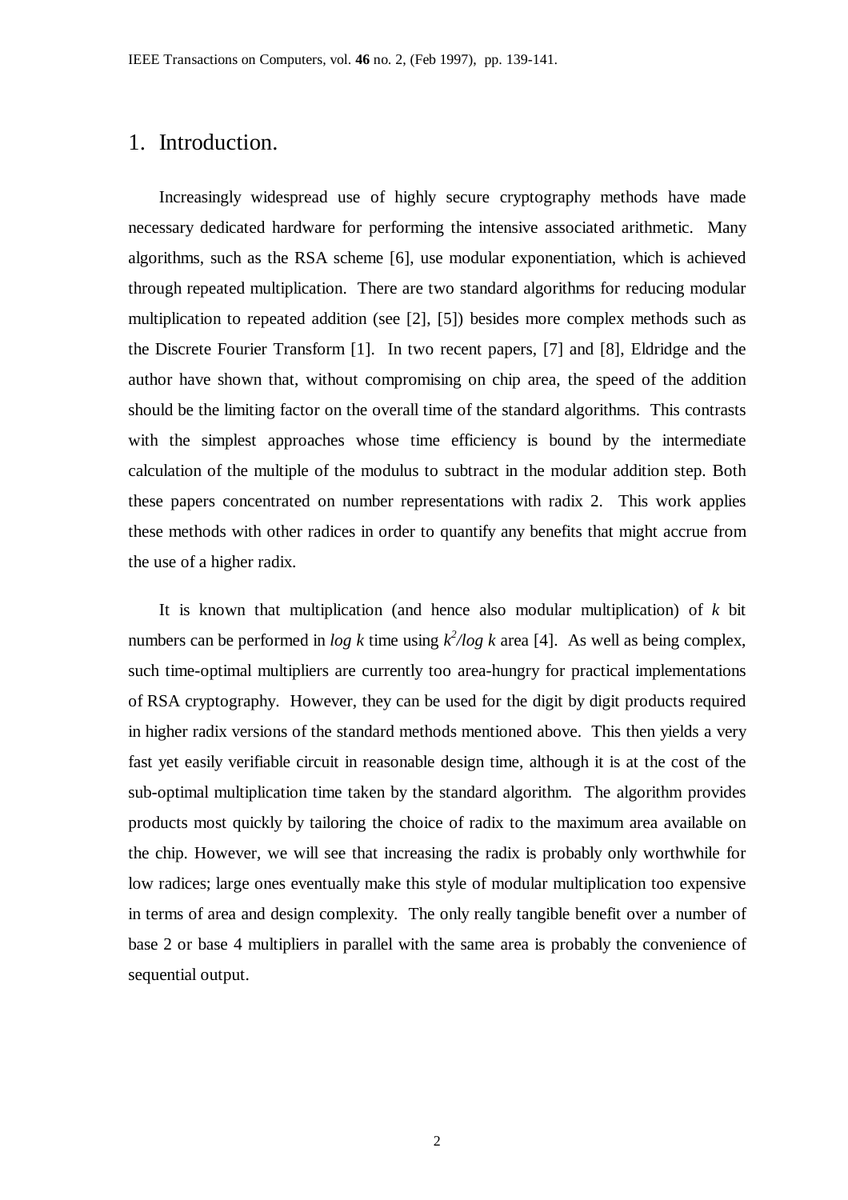## 1. Introduction.

Increasingly widespread use of highly secure cryptography methods have made necessary dedicated hardware for performing the intensive associated arithmetic. Many algorithms, such as the RSA scheme [6], use modular exponentiation, which is achieved through repeated multiplication. There are two standard algorithms for reducing modular multiplication to repeated addition (see [2], [5]) besides more complex methods such as the Discrete Fourier Transform [1]. In two recent papers, [7] and [8], Eldridge and the author have shown that, without compromising on chip area, the speed of the addition should be the limiting factor on the overall time of the standard algorithms. This contrasts with the simplest approaches whose time efficiency is bound by the intermediate calculation of the multiple of the modulus to subtract in the modular addition step. Both these papers concentrated on number representations with radix 2. This work applies these methods with other radices in order to quantify any benefits that might accrue from the use of a higher radix.

It is known that multiplication (and hence also modular multiplication) of $k$ bit numbers can be performed in $\log k$ time using $k^2/\log k$ area [4]. As well as being complex, such time-optimal multipliers are currently too area-hungry for practical implementations of RSA cryptography. However, they can be used for the digit by digit products required in higher radix versions of the standard methods mentioned above. This then yields a very fast yet easily verifiable circuit in reasonable design time, although it is at the cost of the sub-optimal multiplication time taken by the standard algorithm. The algorithm provides products most quickly by tailoring the choice of radix to the maximum area available on the chip. However, we will see that increasing the radix is probably only worthwhile for low radices; large ones eventually make this style of modular multiplication too expensive in terms of area and design complexity. The only really tangible benefit over a number of base 2 or base 4 multipliers in parallel with the same area is probably the convenience of sequential output.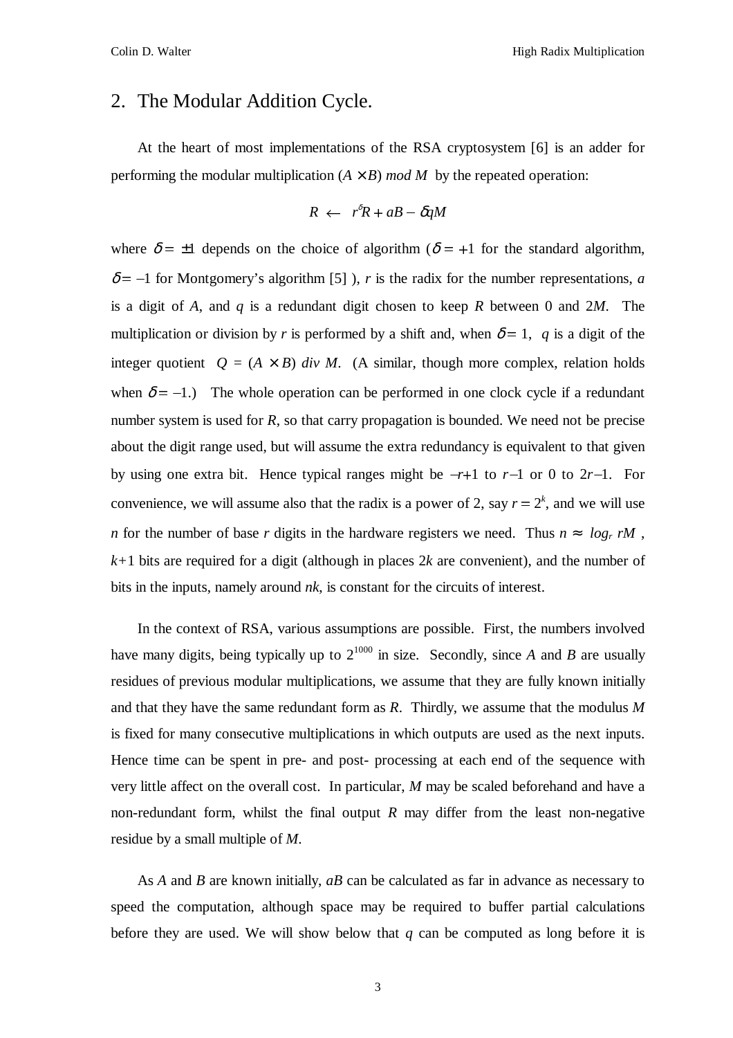## 2. The Modular Addition Cycle.

At the heart of most implementations of the RSA cryptosystem [6] is an adder for performing the modular multiplication $(A \times B)$ *mod* $M$ by the repeated operation:

$$R \leftarrow r^{\delta}R + aB - \delta qM$$

where $\delta = \pm 1$ depends on the choice of algorithm ($\delta = +1$ for the standard algorithm, $\delta = -1$ for Montgomery's algorithm [5] ), $r$ is the radix for the number representations, $a$ is a digit of $A$, and $q$ is a redundant digit chosen to keep $R$ between 0 and $2M$. The multiplication or division by $r$ is performed by a shift and, when $\delta = 1$, $q$ is a digit of the integer quotient $Q = (A \times B)$ *div* $M$. (A similar, though more complex, relation holds when $\delta = -1$.) The whole operation can be performed in one clock cycle if a redundant number system is used for $R$, so that carry propagation is bounded. We need not be precise about the digit range used, but will assume the extra redundancy is equivalent to that given by using one extra bit. Hence typical ranges might be $-r+1$ to $r-1$ or 0 to $2r-1$. For convenience, we will assume also that the radix is a power of 2, say $r = 2^k$, and we will use $n$ for the number of base $r$ digits in the hardware registers we need. Thus $n \approx \log_r rM$, $k+1$ bits are required for a digit (although in places $2k$ are convenient), and the number of bits in the inputs, namely around $nk$, is constant for the circuits of interest.

In the context of RSA, various assumptions are possible. First, the numbers involved have many digits, being typically up to $2^{1000}$ in size. Secondly, since $A$ and $B$ are usually residues of previous modular multiplications, we assume that they are fully known initially and that they have the same redundant form as $R$. Thirdly, we assume that the modulus $M$ is fixed for many consecutive multiplications in which outputs are used as the next inputs. Hence time can be spent in pre- and post- processing at each end of the sequence with very little affect on the overall cost. In particular, $M$ may be scaled beforehand and have a non-redundant form, whilst the final output $R$ may differ from the least non-negative residue by a small multiple of $M$.

As $A$ and $B$ are known initially, $aB$ can be calculated as far in advance as necessary to speed the computation, although space may be required to buffer partial calculations before they are used. We will show below that $q$ can be computed as long before it is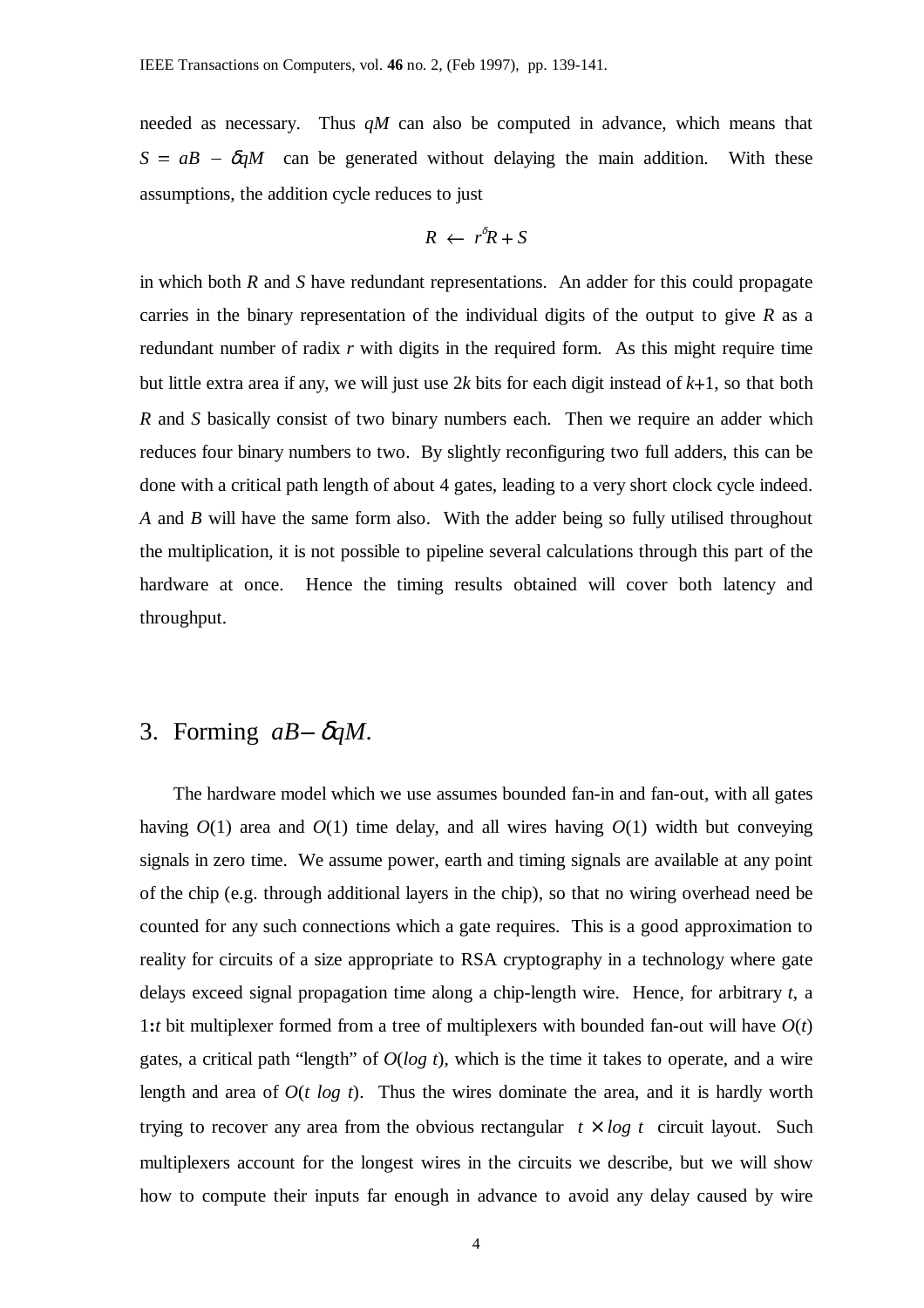needed as necessary. Thus $qM$ can also be computed in advance, which means that $S = aB - \delta qM$ can be generated without delaying the main addition. With these assumptions, the addition cycle reduces to just

$$R \leftarrow r^{\delta}R + S$$

in which both $R$ and $S$ have redundant representations. An adder for this could propagate carries in the binary representation of the individual digits of the output to give $R$ as a redundant number of radix $r$ with digits in the required form. As this might require time but little extra area if any, we will just use $2k$ bits for each digit instead of $k+1$, so that both $R$ and $S$ basically consist of two binary numbers each. Then we require an adder which reduces four binary numbers to two. By slightly reconfiguring two full adders, this can be done with a critical path length of about 4 gates, leading to a very short clock cycle indeed. $A$ and $B$ will have the same form also. With the adder being so fully utilised throughout the multiplication, it is not possible to pipeline several calculations through this part of the hardware at once. Hence the timing results obtained will cover both latency and throughput.

## 3. Forming $aB - \delta qM$.

The hardware model which we use assumes bounded fan-in and fan-out, with all gates having $O(1)$ area and $O(1)$ time delay, and all wires having $O(1)$ width but conveying signals in zero time. We assume power, earth and timing signals are available at any point of the chip (e.g. through additional layers in the chip), so that no wiring overhead need be counted for any such connections which a gate requires. This is a good approximation to reality for circuits of a size appropriate to RSA cryptography in a technology where gate delays exceed signal propagation time along a chip-length wire. Hence, for arbitrary $t$, a $1{:}t$ bit multiplexer formed from a tree of multiplexers with bounded fan-out will have $O(t)$ gates, a critical path "length" of $O(\log t)$, which is the time it takes to operate, and a wire length and area of $O(t \log t)$. Thus the wires dominate the area, and it is hardly worth trying to recover any area from the obvious rectangular $t \times \log t$ circuit layout. Such multiplexers account for the longest wires in the circuits we describe, but we will show how to compute their inputs far enough in advance to avoid any delay caused by wire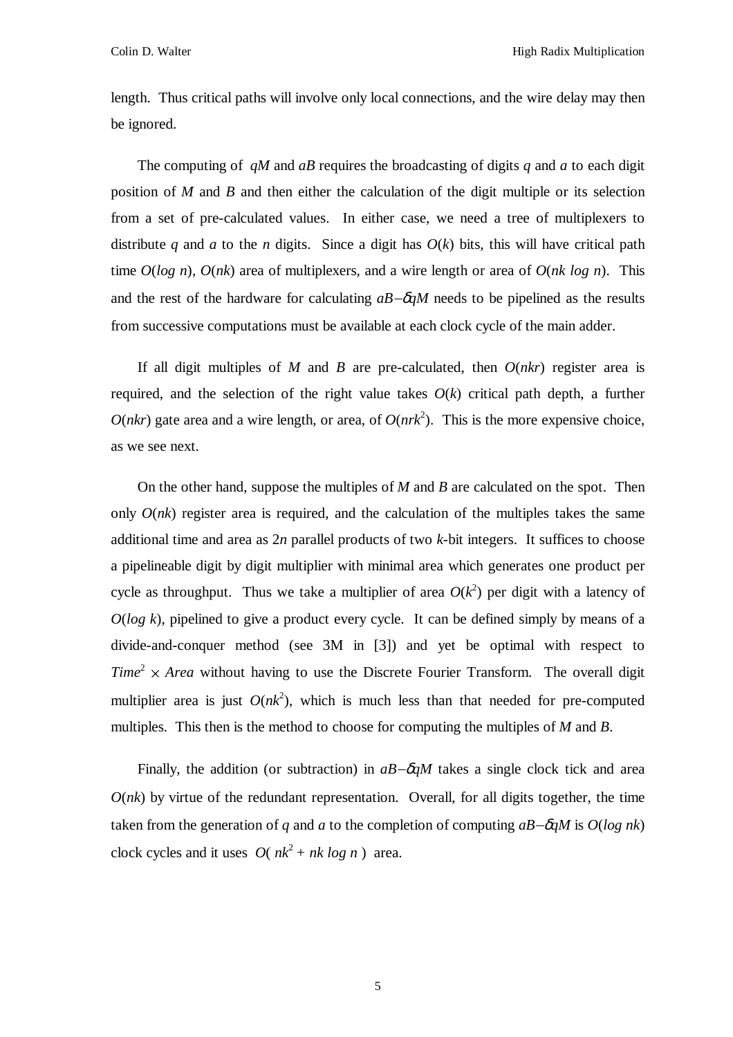length. Thus critical paths will involve only local connections, and the wire delay may then be ignored.

The computing of $qM$ and $aB$ requires the broadcasting of digits $q$ and $a$ to each digit position of $M$ and $B$ and then either the calculation of the digit multiple or its selection from a set of pre-calculated values. In either case, we need a tree of multiplexers to distribute $q$ and $a$ to the $n$ digits. Since a digit has $O(k)$ bits, this will have critical path time $O(\log n)$, $O(nk)$ area of multiplexers, and a wire length or area of $O(nk \log n)$. This and the rest of the hardware for calculating $aB-\delta qM$ needs to be pipelined as the results from successive computations must be available at each clock cycle of the main adder.

If all digit multiples of $M$ and $B$ are pre-calculated, then $O(nkr)$ register area is required, and the selection of the right value takes $O(k)$ critical path depth, a further $O(nkr)$ gate area and a wire length, or area, of $O(nrk^2)$. This is the more expensive choice, as we see next.

On the other hand, suppose the multiples of $M$ and $B$ are calculated on the spot. Then only $O(nk)$ register area is required, and the calculation of the multiples takes the same additional time and area as $2n$ parallel products of two $k$-bit integers. It suffices to choose a pipelineable digit by digit multiplier with minimal area which generates one product per cycle as throughput. Thus we take a multiplier of area $O(k^2)$ per digit with a latency of $O(\log k)$, pipelined to give a product every cycle. It can be defined simply by means of a divide-and-conquer method (see 3M in [3]) and yet be optimal with respect to $Time^2 \times Area$ without having to use the Discrete Fourier Transform. The overall digit multiplier area is just $O(nk^2)$, which is much less than that needed for pre-computed multiples. This then is the method to choose for computing the multiples of $M$ and $B$.

Finally, the addition (or subtraction) in $aB-\delta qM$ takes a single clock tick and area $O(nk)$ by virtue of the redundant representation. Overall, for all digits together, the time taken from the generation of $q$ and $a$ to the completion of computing $aB-\delta qM$ is $O(\log nk)$ clock cycles and it uses $O(\, nk^2 + nk \log n\,)$ area.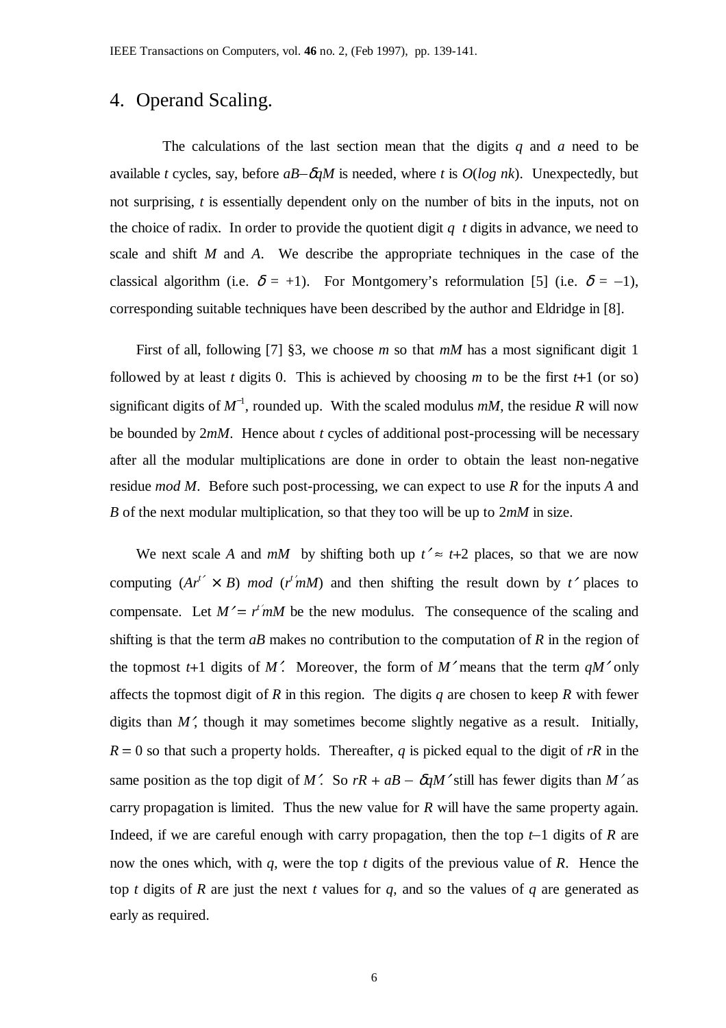## 4. Operand Scaling.

The calculations of the last section mean that the digits $q$ and $a$ need to be available $t$ cycles, say, before $aB-\delta qM$ is needed, where $t$ is $O(\log nk)$. Unexpectedly, but not surprising, $t$ is essentially dependent only on the number of bits in the inputs, not on the choice of radix. In order to provide the quotient digit $q$ $t$ digits in advance, we need to scale and shift $M$ and $A$. We describe the appropriate techniques in the case of the classical algorithm (i.e. $\delta = +1$). For Montgomery's reformulation [5] (i.e. $\delta = -1$), corresponding suitable techniques have been described by the author and Eldridge in [8].

First of all, following [7] §3, we choose $m$ so that $mM$ has a most significant digit 1 followed by at least $t$ digits 0. This is achieved by choosing $m$ to be the first $t$+1 (or so) significant digits of $M^{-1}$, rounded up. With the scaled modulus $mM$, the residue $R$ will now be bounded by $2mM$. Hence about $t$ cycles of additional post-processing will be necessary after all the modular multiplications are done in order to obtain the least non-negative residue *mod M*. Before such post-processing, we can expect to use $R$ for the inputs $A$ and $B$ of the next modular multiplication, so that they too will be up to $2mM$ in size.

We next scale $A$ and $mM$ by shifting both up $t' \approx t+2$ places, so that we are now computing $(Ar^{t'} \times B)$ *mod* $(r^{t'}mM)$ and then shifting the result down by $t'$ places to compensate. Let $M' = r^{t'}mM$ be the new modulus. The consequence of the scaling and shifting is that the term $aB$ makes no contribution to the computation of $R$ in the region of the topmost $t$+1 digits of $M'$. Moreover, the form of $M'$ means that the term $qM'$ only affects the topmost digit of $R$ in this region. The digits $q$ are chosen to keep $R$ with fewer digits than $M'$, though it may sometimes become slightly negative as a result. Initially, $R = 0$ so that such a property holds. Thereafter, $q$ is picked equal to the digit of $rR$ in the same position as the top digit of $M'$. So $rR + aB - \delta qM'$ still has fewer digits than $M'$ as carry propagation is limited. Thus the new value for $R$ will have the same property again. Indeed, if we are careful enough with carry propagation, then the top $t$–1 digits of $R$ are now the ones which, with $q$, were the top $t$ digits of the previous value of $R$. Hence the top $t$ digits of $R$ are just the next $t$ values for $q$, and so the values of $q$ are generated as early as required.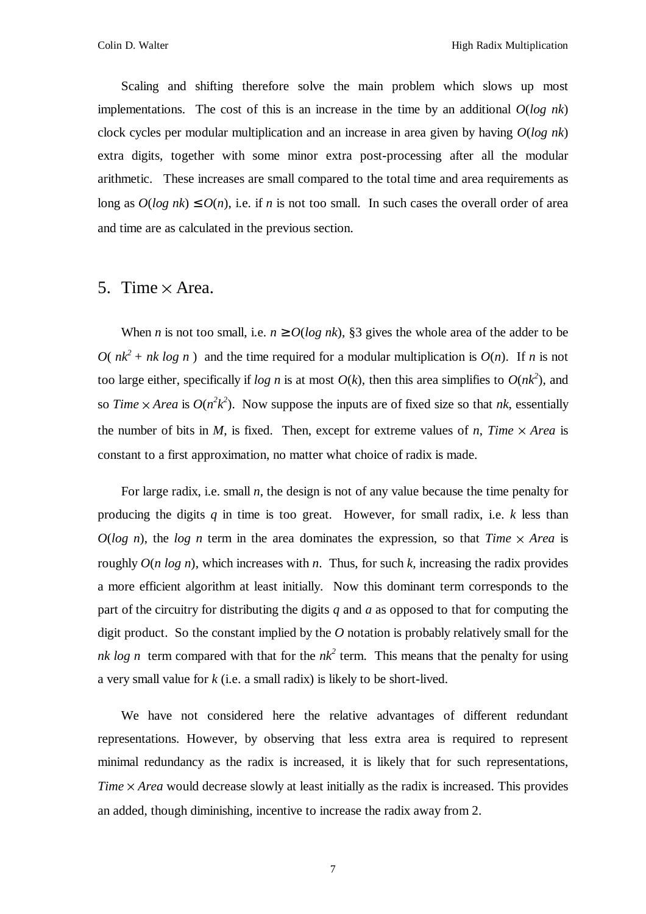Scaling and shifting therefore solve the main problem which slows up most implementations. The cost of this is an increase in the time by an additional $O(\log nk)$ clock cycles per modular multiplication and an increase in area given by having $O(\log nk)$ extra digits, together with some minor extra post-processing after all the modular arithmetic. These increases are small compared to the total time and area requirements as long as $O(\log nk) \leq O(n)$, i.e. if $n$ is not too small. In such cases the overall order of area and time are as calculated in the previous section.

## 5. Time $\times$ Area.

When $n$ is not too small, i.e. $n \geq O(\log nk)$, §3 gives the whole area of the adder to be $O(nk^2 + nk \log n)$ and the time required for a modular multiplication is $O(n)$. If $n$ is not too large either, specifically if $\log n$ is at most $O(k)$, then this area simplifies to $O(nk^2)$, and so $Time \times Area$ is $O(n^2k^2)$. Now suppose the inputs are of fixed size so that $nk$, essentially the number of bits in $M$, is fixed. Then, except for extreme values of $n$, $Time \times Area$ is constant to a first approximation, no matter what choice of radix is made.

For large radix, i.e. small $n$, the design is not of any value because the time penalty for producing the digits $q$ in time is too great. However, for small radix, i.e. $k$ less than $O(\log n)$, the $\log n$ term in the area dominates the expression, so that $Time \times Area$ is roughly $O(n \log n)$, which increases with $n$. Thus, for such $k$, increasing the radix provides a more efficient algorithm at least initially. Now this dominant term corresponds to the part of the circuitry for distributing the digits $q$ and $a$ as opposed to that for computing the digit product. So the constant implied by the $O$ notation is probably relatively small for the $nk \log n$ term compared with that for the $nk^2$ term. This means that the penalty for using a very small value for $k$ (i.e. a small radix) is likely to be short-lived.

We have not considered here the relative advantages of different redundant representations. However, by observing that less extra area is required to represent minimal redundancy as the radix is increased, it is likely that for such representations, $Time \times Area$ would decrease slowly at least initially as the radix is increased. This provides an added, though diminishing, incentive to increase the radix away from 2.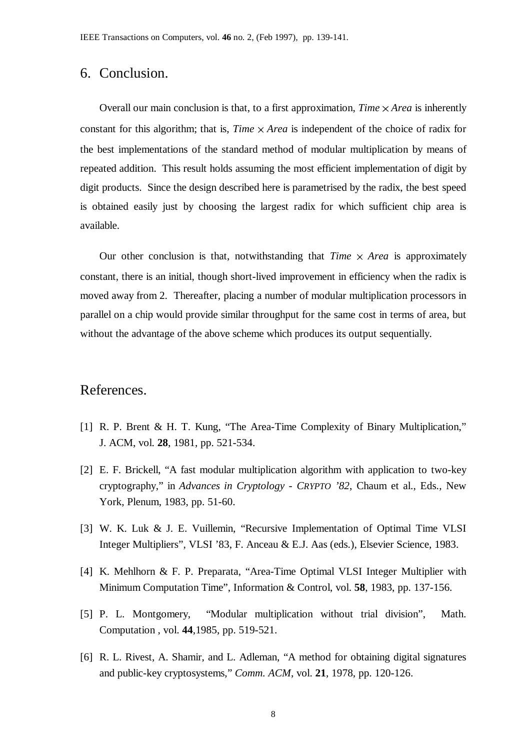## 6. Conclusion.

Overall our main conclusion is that, to a first approximation, $Time \times Area$ is inherently constant for this algorithm; that is, $Time \times Area$ is independent of the choice of radix for the best implementations of the standard method of modular multiplication by means of repeated addition. This result holds assuming the most efficient implementation of digit by digit products. Since the design described here is parametrised by the radix, the best speed is obtained easily just by choosing the largest radix for which sufficient chip area is available.

Our other conclusion is that, notwithstanding that $Time \times Area$ is approximately constant, there is an initial, though short-lived improvement in efficiency when the radix is moved away from 2. Thereafter, placing a number of modular multiplication processors in parallel on a chip would provide similar throughput for the same cost in terms of area, but without the advantage of the above scheme which produces its output sequentially.

## References.

[1] R. P. Brent & H. T. Kung, "The Area-Time Complexity of Binary Multiplication," J. ACM, vol. **28**, 1981, pp. 521-534.

[2] E. F. Brickell, "A fast modular multiplication algorithm with application to two-key cryptography," in *Advances in Cryptology - CRYPTO '82*, Chaum et al., Eds., New York, Plenum, 1983, pp. 51-60.

[3] W. K. Luk & J. E. Vuillemin, "Recursive Implementation of Optimal Time VLSI Integer Multipliers", VLSI '83, F. Anceau & E.J. Aas (eds.), Elsevier Science, 1983.

[4] K. Mehlhorn & F. P. Preparata, "Area-Time Optimal VLSI Integer Multiplier with Minimum Computation Time", Information & Control, vol. **58**, 1983, pp. 137-156.

[5] P. L. Montgomery, "Modular multiplication without trial division", Math. Computation , vol. **44**,1985, pp. 519-521.

[6] R. L. Rivest, A. Shamir, and L. Adleman, "A method for obtaining digital signatures and public-key cryptosystems," *Comm. ACM*, vol. **21**, 1978, pp. 120-126.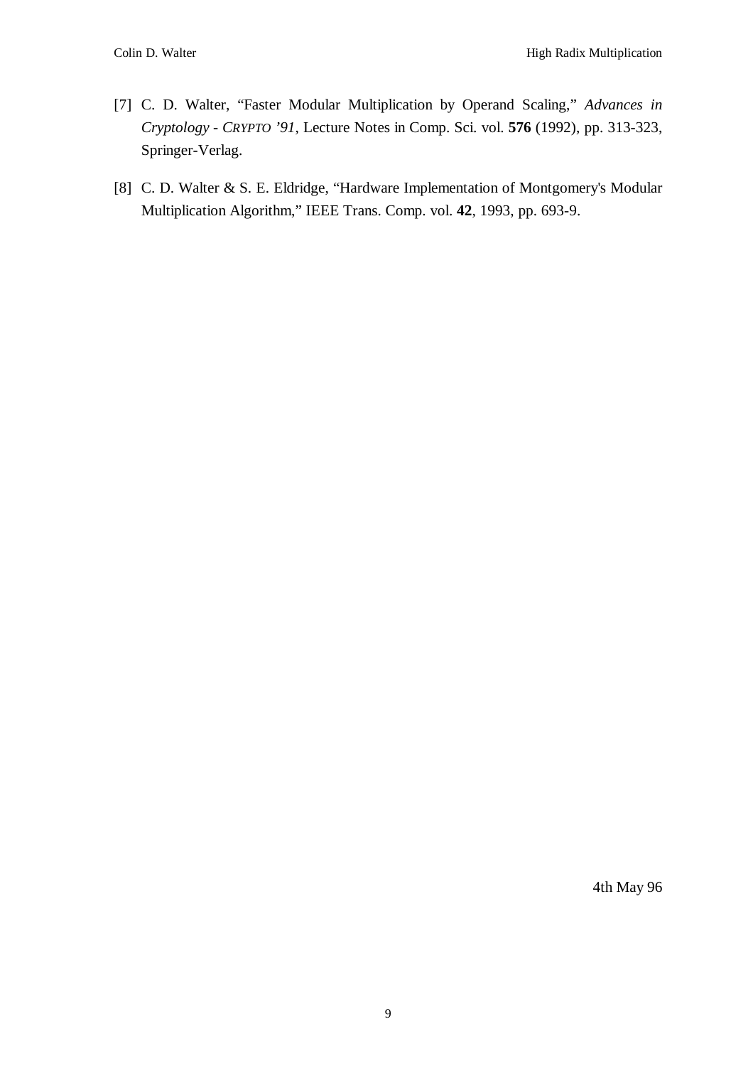[7] C. D. Walter, “Faster Modular Multiplication by Operand Scaling,” *Advances in Cryptology - CRYPTO ’91*, Lecture Notes in Comp. Sci. vol. **576** (1992), pp. 313-323, Springer-Verlag.

[8] C. D. Walter & S. E. Eldridge, “Hardware Implementation of Montgomery's Modular Multiplication Algorithm,” IEEE Trans. Comp. vol. **42**, 1993, pp. 693-9.

4th May 96